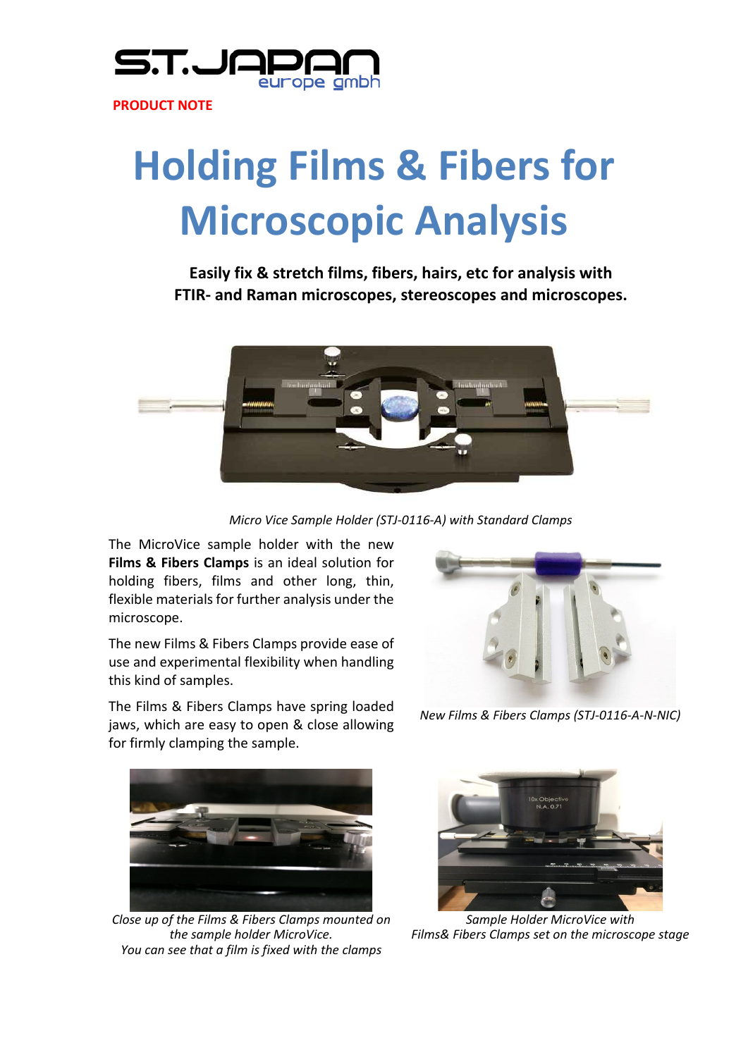**PRODUCT NOTE**

# Holding Films & Fibers for Microscopic Analysis

**Easily fix & stretch films, fibers, hairs, etc for analysis with FTIR- and Raman microscopes, stereoscopes and microscopes.**

*Micro Vice Sample Holder (STJ-0116-A) with Standard Clamps*

The MicroVice sample holder with the new **Films & Fibers Clamps** is an ideal solution for holding fibers, films and other long, thin, flexible materials for further analysis under the microscope.

The new Films & Fibers Clamps provide ease of use and experimental flexibility when handling this kind of samples.

The Films & Fibers Clamps have spring loaded jaws, which are easy to open & close allowing for firmly clamping the sample.

*New Films & Fibers Clamps (STJ-0116-A-N-NIC)*

*Close up of the Films & Fibers Clamps mounted on the sample holder MicroVice.*
*You can see that a film is fixed with the clamps*

*Sample Holder MicroVice with Films& Fibers Clamps set on the microscope stage*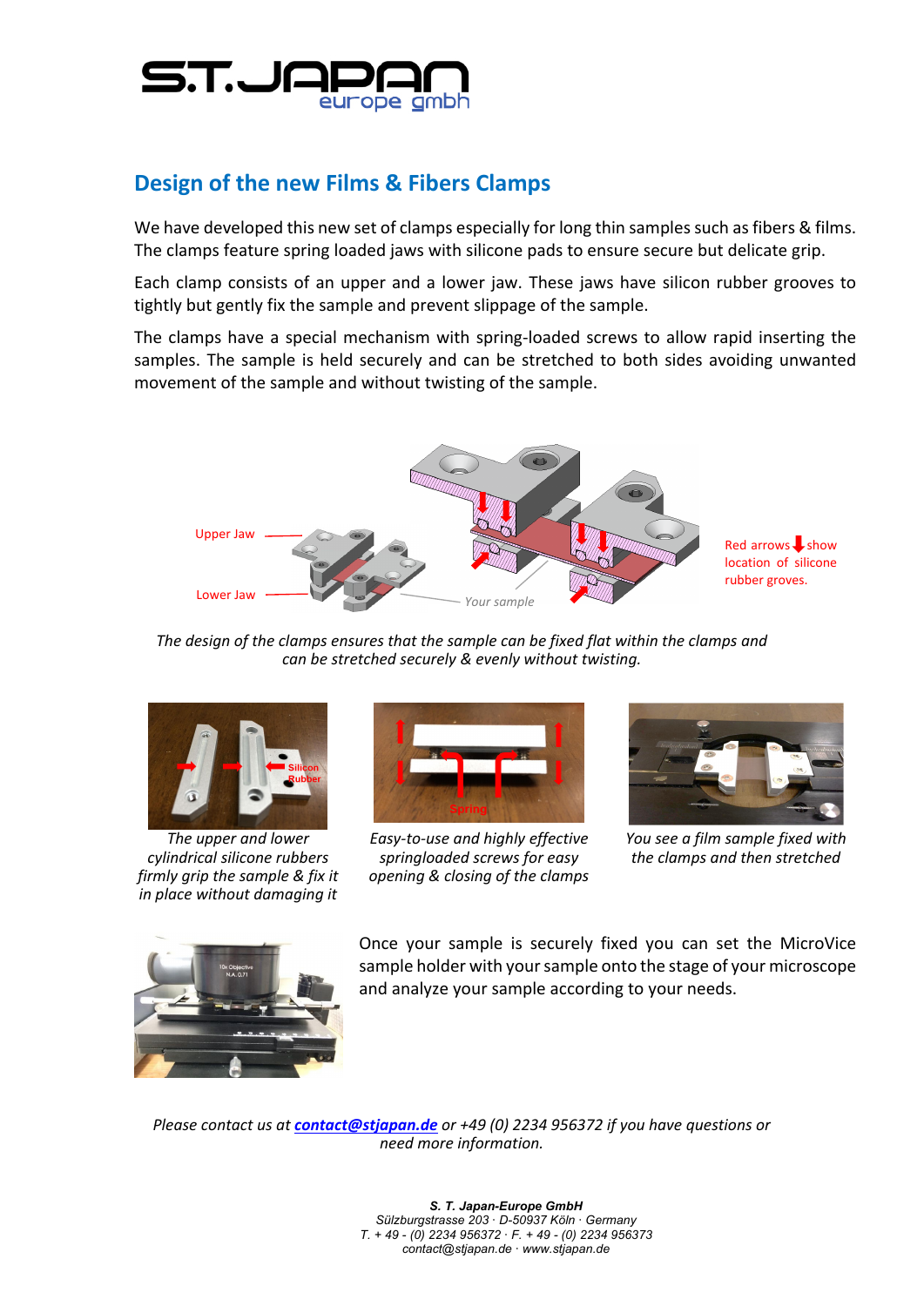## Design of the new Films & Fibers Clamps

We have developed this new set of clamps especially for long thin samples such as fibers & films. The clamps feature spring loaded jaws with silicone pads to ensure secure but delicate grip.

Each clamp consists of an upper and a lower jaw. These jaws have silicon rubber grooves to tightly but gently fix the sample and prevent slippage of the sample.

The clamps have a special mechanism with spring-loaded screws to allow rapid inserting the samples. The sample is held securely and can be stretched to both sides avoiding unwanted movement of the sample and without twisting of the sample.

Upper Jaw

Lower Jaw

Your sample

Red arrows show location of silicone rubber groves.

*The design of the clamps ensures that the sample can be fixed flat within the clamps and can be stretched securely & evenly without twisting.*

*The upper and lower cylindrical silicone rubbers firmly grip the sample & fix it in place without damaging it*

*Easy-to-use and highly effective springloaded screws for easy opening & closing of the clamps*

*You see a film sample fixed with the clamps and then stretched*

Once your sample is securely fixed you can set the MicroVice sample holder with your sample onto the stage of your microscope and analyze your sample according to your needs.

*Please contact us at **contact@stjapan.de** or +49 (0) 2234 956372 if you have questions or need more information.*

***S. T. Japan-Europe GmbH***
*Sülzburgstrasse 203 · D-50937 Köln · Germany*
*T. + 49 - (0) 2234 956372 · F. + 49 - (0) 2234 956373*
*contact@stjapan.de · www.stjapan.de*